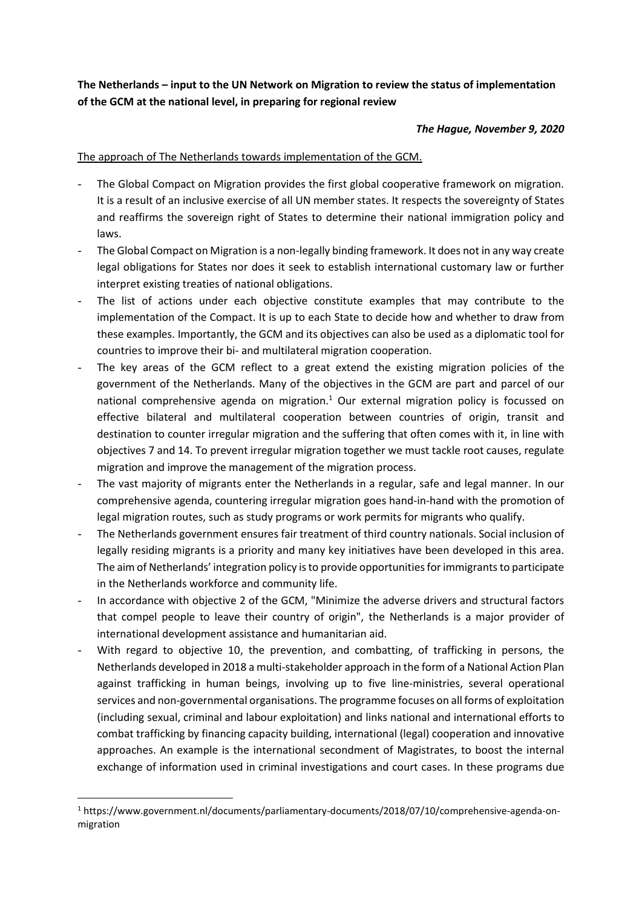**The Netherlands – input to the UN Network on Migration to review the status of implementation of the GCM at the national level, in preparing for regional review**

***The Hague, November 9, 2020***

The approach of The Netherlands towards implementation of the GCM.

- The Global Compact on Migration provides the first global cooperative framework on migration. It is a result of an inclusive exercise of all UN member states. It respects the sovereignty of States and reaffirms the sovereign right of States to determine their national immigration policy and laws.
- The Global Compact on Migration is a non-legally binding framework. It does not in any way create legal obligations for States nor does it seek to establish international customary law or further interpret existing treaties of national obligations.
- The list of actions under each objective constitute examples that may contribute to the implementation of the Compact. It is up to each State to decide how and whether to draw from these examples. Importantly, the GCM and its objectives can also be used as a diplomatic tool for countries to improve their bi- and multilateral migration cooperation.
- The key areas of the GCM reflect to a great extend the existing migration policies of the government of the Netherlands. Many of the objectives in the GCM are part and parcel of our national comprehensive agenda on migration.[1] Our external migration policy is focussed on effective bilateral and multilateral cooperation between countries of origin, transit and destination to counter irregular migration and the suffering that often comes with it, in line with objectives 7 and 14. To prevent irregular migration together we must tackle root causes, regulate migration and improve the management of the migration process.
- The vast majority of migrants enter the Netherlands in a regular, safe and legal manner. In our comprehensive agenda, countering irregular migration goes hand-in-hand with the promotion of legal migration routes, such as study programs or work permits for migrants who qualify.
- The Netherlands government ensures fair treatment of third country nationals. Social inclusion of legally residing migrants is a priority and many key initiatives have been developed in this area. The aim of Netherlands' integration policy is to provide opportunities for immigrants to participate in the Netherlands workforce and community life.
- In accordance with objective 2 of the GCM, "Minimize the adverse drivers and structural factors that compel people to leave their country of origin", the Netherlands is a major provider of international development assistance and humanitarian aid.
- With regard to objective 10, the prevention, and combatting, of trafficking in persons, the Netherlands developed in 2018 a multi-stakeholder approach in the form of a National Action Plan against trafficking in human beings, involving up to five line-ministries, several operational services and non-governmental organisations. The programme focuses on all forms of exploitation (including sexual, criminal and labour exploitation) and links national and international efforts to combat trafficking by financing capacity building, international (legal) cooperation and innovative approaches. An example is the international secondment of Magistrates, to boost the internal exchange of information used in criminal investigations and court cases. In these programs due

[1] https://www.government.nl/documents/parliamentary-documents/2018/07/10/comprehensive-agenda-on-migration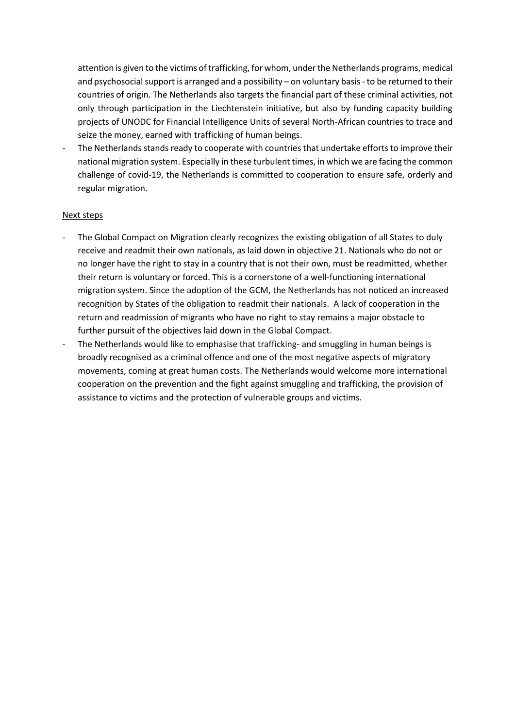attention is given to the victims of trafficking, for whom, under the Netherlands programs, medical and psychosocial support is arranged and a possibility – on voluntary basis - to be returned to their countries of origin. The Netherlands also targets the financial part of these criminal activities, not only through participation in the Liechtenstein initiative, but also by funding capacity building projects of UNODC for Financial Intelligence Units of several North-African countries to trace and seize the money, earned with trafficking of human beings.

- The Netherlands stands ready to cooperate with countries that undertake efforts to improve their national migration system. Especially in these turbulent times, in which we are facing the common challenge of covid-19, the Netherlands is committed to cooperation to ensure safe, orderly and regular migration.

<u>Next steps</u>

- The Global Compact on Migration clearly recognizes the existing obligation of all States to duly receive and readmit their own nationals, as laid down in objective 21. Nationals who do not or no longer have the right to stay in a country that is not their own, must be readmitted, whether their return is voluntary or forced. This is a cornerstone of a well-functioning international migration system. Since the adoption of the GCM, the Netherlands has not noticed an increased recognition by States of the obligation to readmit their nationals. A lack of cooperation in the return and readmission of migrants who have no right to stay remains a major obstacle to further pursuit of the objectives laid down in the Global Compact.
- The Netherlands would like to emphasise that trafficking- and smuggling in human beings is broadly recognised as a criminal offence and one of the most negative aspects of migratory movements, coming at great human costs. The Netherlands would welcome more international cooperation on the prevention and the fight against smuggling and trafficking, the provision of assistance to victims and the protection of vulnerable groups and victims.